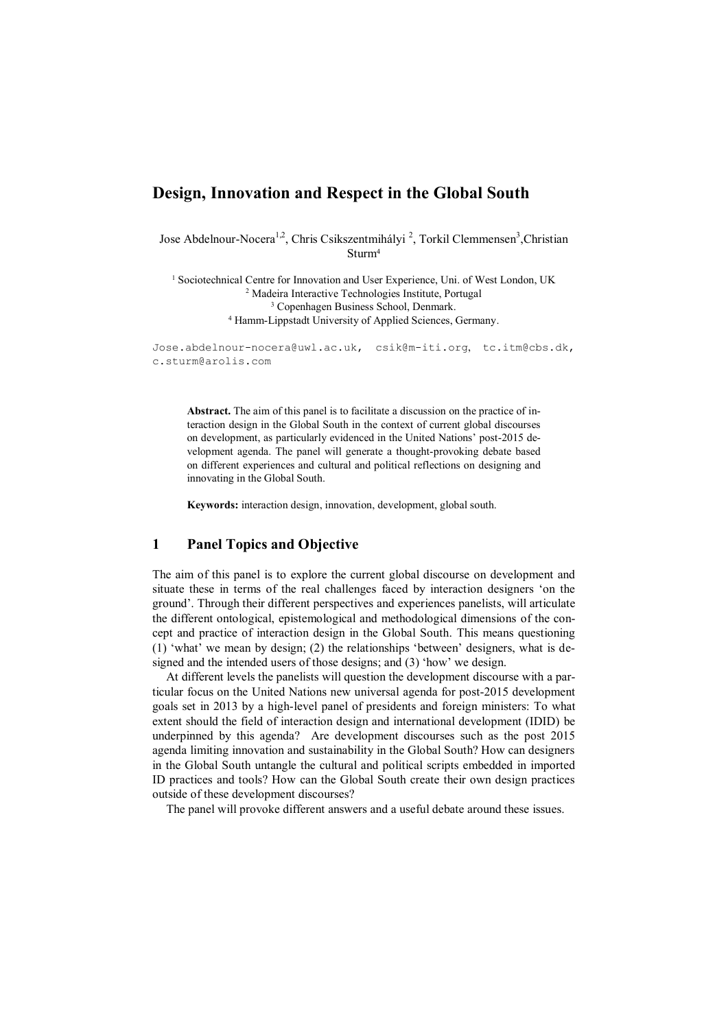# Design, Innovation and Respect in the Global South

Jose Abdelnour-Nocera[1,2], Chris Csikszentmihályi [2], Torkil Clemmensen[3], Christian Sturm[4]

[1] Sociotechnical Centre for Innovation and User Experience, Uni. of West London, UK
[2] Madeira Interactive Technologies Institute, Portugal
[3] Copenhagen Business School, Denmark.
[4] Hamm-Lippstadt University of Applied Sciences, Germany.

Jose.abdelnour-nocera@uwl.ac.uk, csik@m-iti.org, tc.itm@cbs.dk, c.sturm@arolis.com

**Abstract.** The aim of this panel is to facilitate a discussion on the practice of interaction design in the Global South in the context of current global discourses on development, as particularly evidenced in the United Nations' post-2015 development agenda. The panel will generate a thought-provoking debate based on different experiences and cultural and political reflections on designing and innovating in the Global South.

**Keywords:** interaction design, innovation, development, global south.

## 1 Panel Topics and Objective

The aim of this panel is to explore the current global discourse on development and situate these in terms of the real challenges faced by interaction designers 'on the ground'. Through their different perspectives and experiences panelists, will articulate the different ontological, epistemological and methodological dimensions of the concept and practice of interaction design in the Global South. This means questioning (1) 'what' we mean by design; (2) the relationships 'between' designers, what is designed and the intended users of those designs; and (3) 'how' we design.

At different levels the panelists will question the development discourse with a particular focus on the United Nations new universal agenda for post-2015 development goals set in 2013 by a high-level panel of presidents and foreign ministers: To what extent should the field of interaction design and international development (IDID) be underpinned by this agenda? Are development discourses such as the post 2015 agenda limiting innovation and sustainability in the Global South? How can designers in the Global South untangle the cultural and political scripts embedded in imported ID practices and tools? How can the Global South create their own design practices outside of these development discourses?

The panel will provoke different answers and a useful debate around these issues.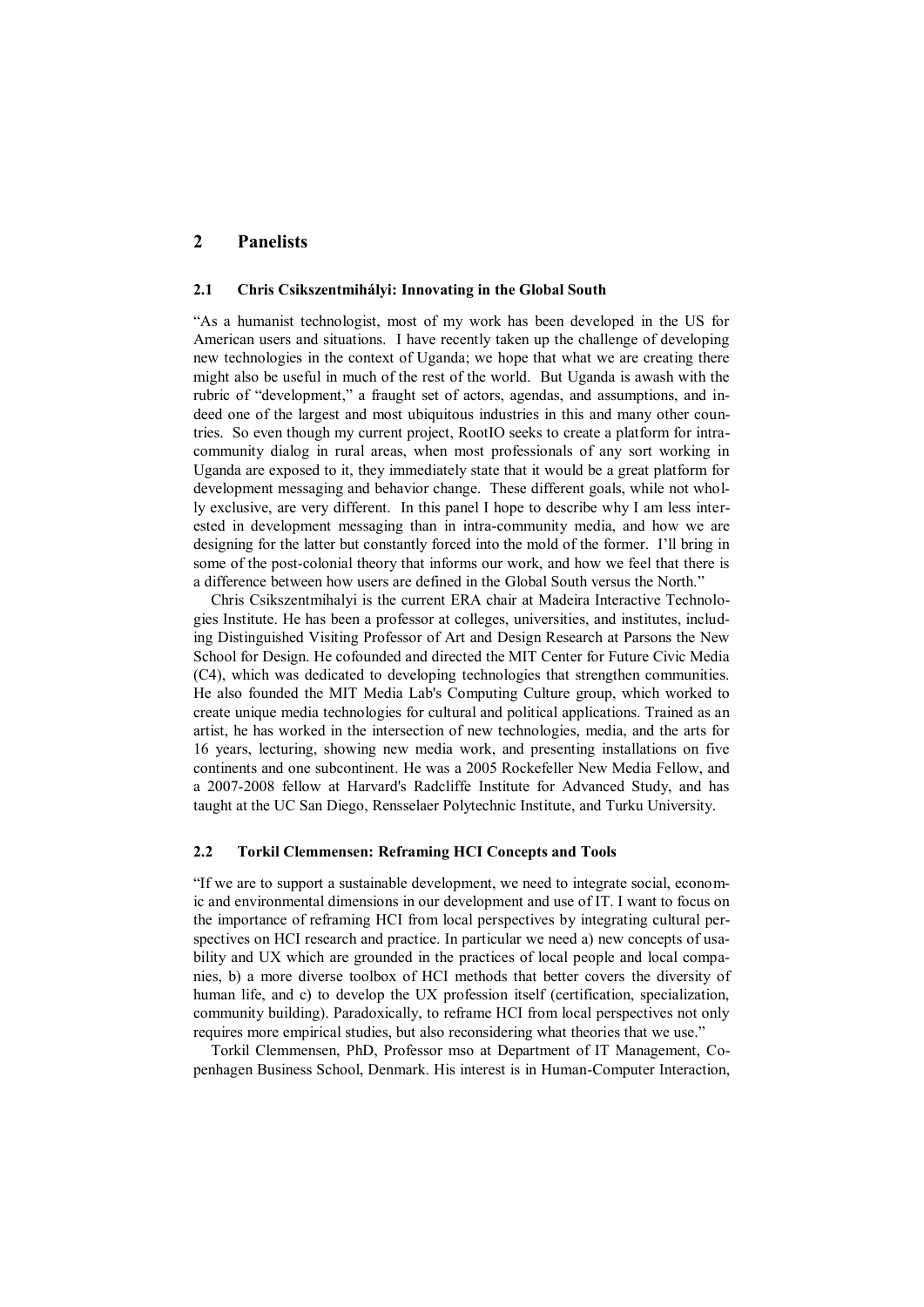## 2 Panelists

### 2.1 Chris Csikszentmihályi: Innovating in the Global South

"As a humanist technologist, most of my work has been developed in the US for American users and situations. I have recently taken up the challenge of developing new technologies in the context of Uganda; we hope that what we are creating there might also be useful in much of the rest of the world. But Uganda is awash with the rubric of "development," a fraught set of actors, agendas, and assumptions, and indeed one of the largest and most ubiquitous industries in this and many other countries. So even though my current project, RootIO seeks to create a platform for intra-community dialog in rural areas, when most professionals of any sort working in Uganda are exposed to it, they immediately state that it would be a great platform for development messaging and behavior change. These different goals, while not wholly exclusive, are very different. In this panel I hope to describe why I am less interested in development messaging than in intra-community media, and how we are designing for the latter but constantly forced into the mold of the former. I'll bring in some of the post-colonial theory that informs our work, and how we feel that there is a difference between how users are defined in the Global South versus the North."

Chris Csikszentmihalyi is the current ERA chair at Madeira Interactive Technologies Institute. He has been a professor at colleges, universities, and institutes, including Distinguished Visiting Professor of Art and Design Research at Parsons the New School for Design. He cofounded and directed the MIT Center for Future Civic Media (C4), which was dedicated to developing technologies that strengthen communities. He also founded the MIT Media Lab's Computing Culture group, which worked to create unique media technologies for cultural and political applications. Trained as an artist, he has worked in the intersection of new technologies, media, and the arts for 16 years, lecturing, showing new media work, and presenting installations on five continents and one subcontinent. He was a 2005 Rockefeller New Media Fellow, and a 2007-2008 fellow at Harvard's Radcliffe Institute for Advanced Study, and has taught at the UC San Diego, Rensselaer Polytechnic Institute, and Turku University.

### 2.2 Torkil Clemmensen: Reframing HCI Concepts and Tools

"If we are to support a sustainable development, we need to integrate social, economic and environmental dimensions in our development and use of IT. I want to focus on the importance of reframing HCI from local perspectives by integrating cultural perspectives on HCI research and practice. In particular we need a) new concepts of usability and UX which are grounded in the practices of local people and local companies, b) a more diverse toolbox of HCI methods that better covers the diversity of human life, and c) to develop the UX profession itself (certification, specialization, community building). Paradoxically, to reframe HCI from local perspectives not only requires more empirical studies, but also reconsidering what theories that we use."

Torkil Clemmensen, PhD, Professor mso at Department of IT Management, Copenhagen Business School, Denmark. His interest is in Human-Computer Interaction,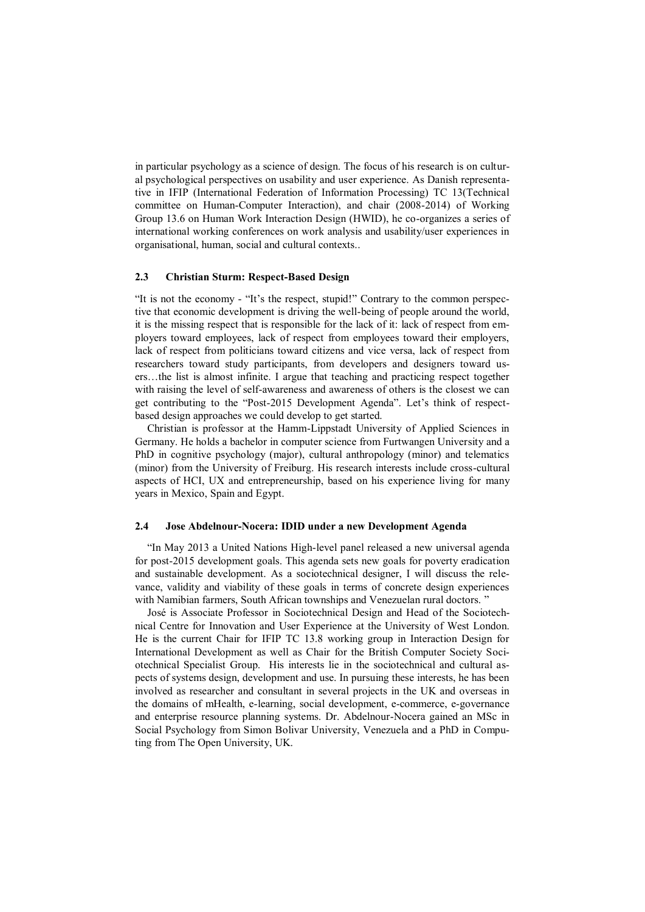in particular psychology as a science of design. The focus of his research is on cultural psychological perspectives on usability and user experience. As Danish representative in IFIP (International Federation of Information Processing) TC 13(Technical committee on Human-Computer Interaction), and chair (2008-2014) of Working Group 13.6 on Human Work Interaction Design (HWID), he co-organizes a series of international working conferences on work analysis and usability/user experiences in organisational, human, social and cultural contexts..

### 2.3 Christian Sturm: Respect-Based Design

"It is not the economy - "It's the respect, stupid!" Contrary to the common perspective that economic development is driving the well-being of people around the world, it is the missing respect that is responsible for the lack of it: lack of respect from employers toward employees, lack of respect from employees toward their employers, lack of respect from politicians toward citizens and vice versa, lack of respect from researchers toward study participants, from developers and designers toward users…the list is almost infinite. I argue that teaching and practicing respect together with raising the level of self-awareness and awareness of others is the closest we can get contributing to the "Post-2015 Development Agenda". Let's think of respect-based design approaches we could develop to get started.

Christian is professor at the Hamm-Lippstadt University of Applied Sciences in Germany. He holds a bachelor in computer science from Furtwangen University and a PhD in cognitive psychology (major), cultural anthropology (minor) and telematics (minor) from the University of Freiburg. His research interests include cross-cultural aspects of HCI, UX and entrepreneurship, based on his experience living for many years in Mexico, Spain and Egypt.

### 2.4 Jose Abdelnour-Nocera: IDID under a new Development Agenda

"In May 2013 a United Nations High-level panel released a new universal agenda for post-2015 development goals. This agenda sets new goals for poverty eradication and sustainable development. As a sociotechnical designer, I will discuss the relevance, validity and viability of these goals in terms of concrete design experiences with Namibian farmers, South African townships and Venezuelan rural doctors. "

José is Associate Professor in Sociotechnical Design and Head of the Sociotechnical Centre for Innovation and User Experience at the University of West London. He is the current Chair for IFIP TC 13.8 working group in Interaction Design for International Development as well as Chair for the British Computer Society Sociotechnical Specialist Group. His interests lie in the sociotechnical and cultural aspects of systems design, development and use. In pursuing these interests, he has been involved as researcher and consultant in several projects in the UK and overseas in the domains of mHealth, e-learning, social development, e-commerce, e-governance and enterprise resource planning systems. Dr. Abdelnour-Nocera gained an MSc in Social Psychology from Simon Bolivar University, Venezuela and a PhD in Computing from The Open University, UK.